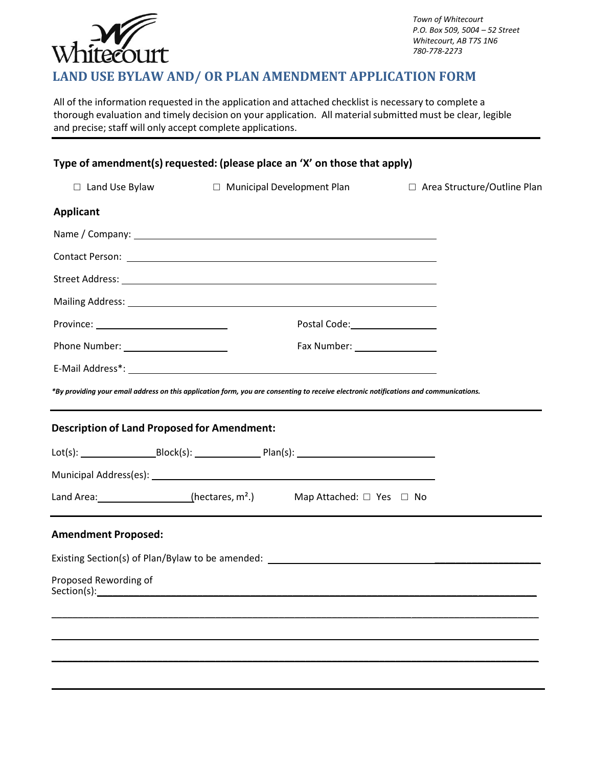Town of Whitecourt
P.O. Box 509, 5004 – 52 Street
Whitecourt, AB T7S 1N6
780-778-2273

# LAND USE BYLAW AND/ OR PLAN AMENDMENT APPLICATION FORM

All of the information requested in the application and attached checklist is necessary to complete a thorough evaluation and timely decision on your application. All material submitted must be clear, legible and precise; staff will only accept complete applications.

---

**Type of amendment(s) requested: (please place an 'X' on those that apply)**

☐ Land Use Bylaw ☐ Municipal Development Plan ☐ Area Structure/Outline Plan

**Applicant**

Name / Company: ______________________________

Contact Person: ______________________________

Street Address: ______________________________

Mailing Address: ______________________________

Province: ______________ Postal Code: ______________

Phone Number: ______________ Fax Number: ______________

E-Mail Address*: ______________________________

***By providing your email address on this application form, you are consenting to receive electronic notifications and communications.***

---

**Description of Land Proposed for Amendment:**

Lot(s): __________ Block(s): __________ Plan(s): ______________

Municipal Address(es): ______________________________

Land Area: ______________ (hectares, m².) Map Attached: ☐ Yes ☐ No

---

**Amendment Proposed:**

Existing Section(s) of Plan/Bylaw to be amended: ______________________________

Proposed Rewording of Section(s): ______________________________

______________________________________________________________

______________________________________________________________

______________________________________________________________

______________________________________________________________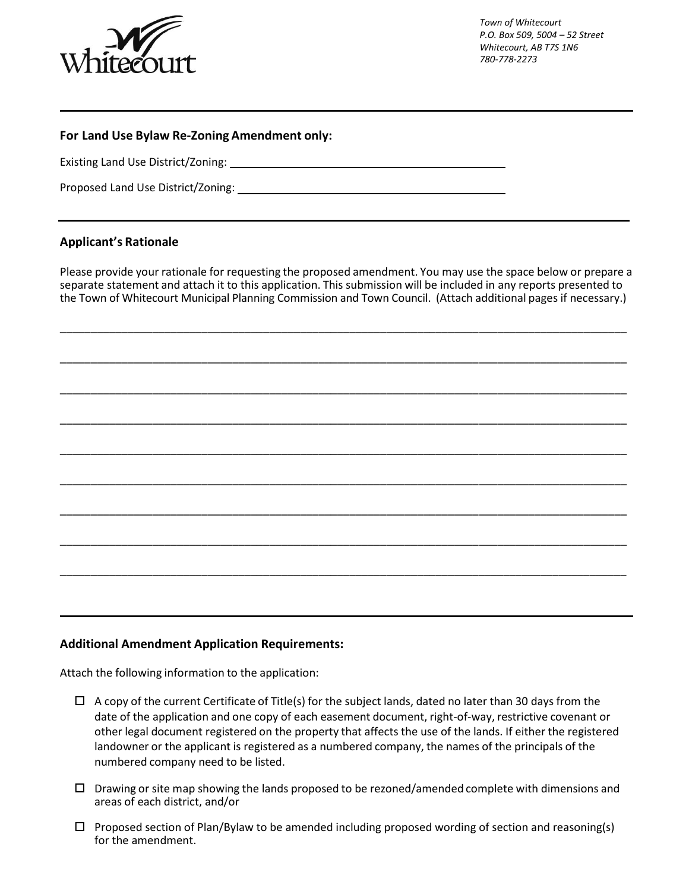Town of Whitecourt
P.O. Box 509, 5004 – 52 Street
Whitecourt, AB T7S 1N6
780-778-2273

---

**For Land Use Bylaw Re-Zoning Amendment only:**

Existing Land Use District/Zoning: ____________________________________________

Proposed Land Use District/Zoning: ____________________________________________

---

**Applicant's Rationale**

Please provide your rationale for requesting the proposed amendment. You may use the space below or prepare a separate statement and attach it to this application. This submission will be included in any reports presented to the Town of Whitecourt Municipal Planning Commission and Town Council. (Attach additional pages if necessary.)

____________________________________________________________________________________________

____________________________________________________________________________________________

____________________________________________________________________________________________

____________________________________________________________________________________________

____________________________________________________________________________________________

____________________________________________________________________________________________

____________________________________________________________________________________________

____________________________________________________________________________________________

____________________________________________________________________________________________

---

**Additional Amendment Application Requirements:**

Attach the following information to the application:

- ☐ A copy of the current Certificate of Title(s) for the subject lands, dated no later than 30 days from the date of the application and one copy of each easement document, right-of-way, restrictive covenant or other legal document registered on the property that affects the use of the lands. If either the registered landowner or the applicant is registered as a numbered company, the names of the principals of the numbered company need to be listed.
- ☐ Drawing or site map showing the lands proposed to be rezoned/amended complete with dimensions and areas of each district, and/or
- ☐ Proposed section of Plan/Bylaw to be amended including proposed wording of section and reasoning(s) for the amendment.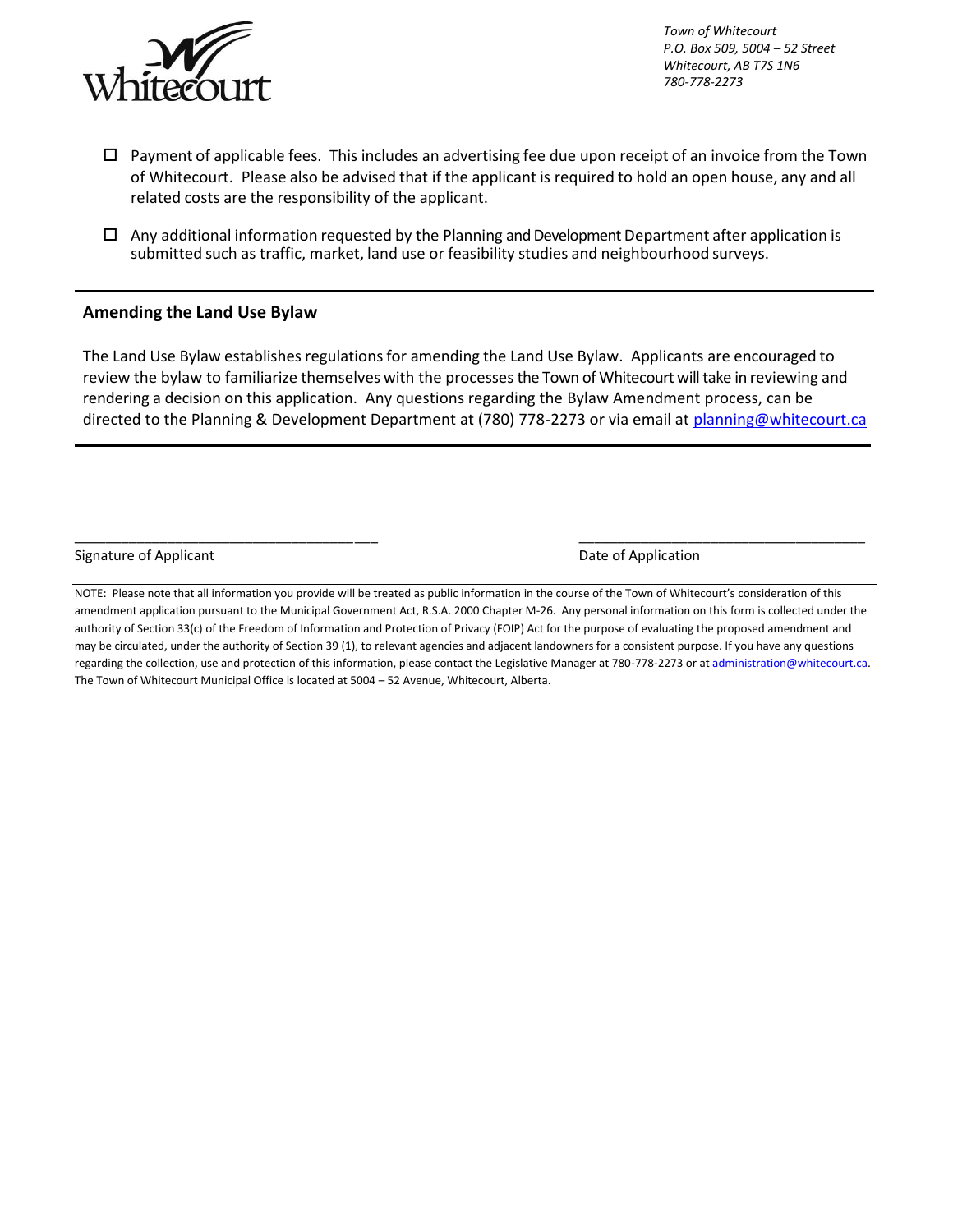Town of Whitecourt
P.O. Box 509, 5004 – 52 Street
Whitecourt, AB T7S 1N6
780-778-2273

- ☐ Payment of applicable fees. This includes an advertising fee due upon receipt of an invoice from the Town of Whitecourt. Please also be advised that if the applicant is required to hold an open house, any and all related costs are the responsibility of the applicant.
- ☐ Any additional information requested by the Planning and Development Department after application is submitted such as traffic, market, land use or feasibility studies and neighbourhood surveys.

## Amending the Land Use Bylaw

The Land Use Bylaw establishes regulations for amending the Land Use Bylaw. Applicants are encouraged to review the bylaw to familiarize themselves with the processes the Town of Whitecourt will take in reviewing and rendering a decision on this application. Any questions regarding the Bylaw Amendment process, can be directed to the Planning & Development Department at (780) 778-2273 or via email at planning@whitecourt.ca

______________________________________ Signature of Applicant

______________________________________ Date of Application

NOTE: Please note that all information you provide will be treated as public information in the course of the Town of Whitecourt's consideration of this amendment application pursuant to the Municipal Government Act, R.S.A. 2000 Chapter M-26. Any personal information on this form is collected under the authority of Section 33(c) of the Freedom of Information and Protection of Privacy (FOIP) Act for the purpose of evaluating the proposed amendment and may be circulated, under the authority of Section 39 (1), to relevant agencies and adjacent landowners for a consistent purpose. If you have any questions regarding the collection, use and protection of this information, please contact the Legislative Manager at 780-778-2273 or at administration@whitecourt.ca. The Town of Whitecourt Municipal Office is located at 5004 – 52 Avenue, Whitecourt, Alberta.